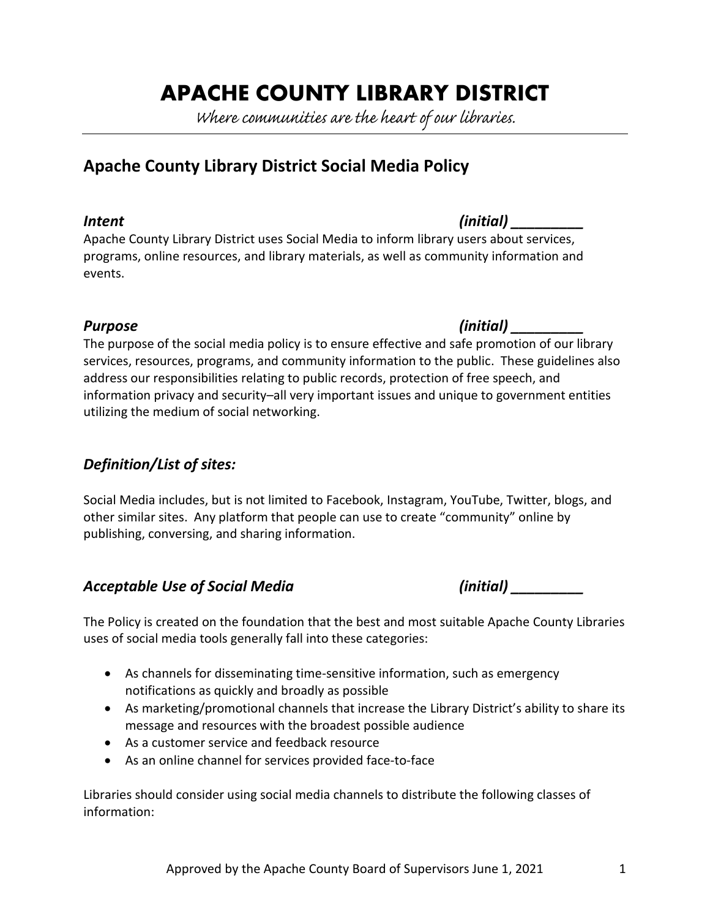// APACHE COUNTY LIBRARY DISTRICT

*Where communities are the heart of our libraries.*

## Apache County Library District Social Media Policy

### ***Intent*** ***(initial) _________***

Apache County Library District uses Social Media to inform library users about services, programs, online resources, and library materials, as well as community information and events.

### ***Purpose*** ***(initial) _________***

The purpose of the social media policy is to ensure effective and safe promotion of our library services, resources, programs, and community information to the public. These guidelines also address our responsibilities relating to public records, protection of free speech, and information privacy and security–all very important issues and unique to government entities utilizing the medium of social networking.

### *Definition/List of sites:*

Social Media includes, but is not limited to Facebook, Instagram, YouTube, Twitter, blogs, and other similar sites. Any platform that people can use to create "community" online by publishing, conversing, and sharing information.

### ***Acceptable Use of Social Media*** ***(initial) _________***

The Policy is created on the foundation that the best and most suitable Apache County Libraries uses of social media tools generally fall into these categories:

- As channels for disseminating time-sensitive information, such as emergency notifications as quickly and broadly as possible
- As marketing/promotional channels that increase the Library District's ability to share its message and resources with the broadest possible audience
- As a customer service and feedback resource
- As an online channel for services provided face-to-face

Libraries should consider using social media channels to distribute the following classes of information:

Approved by the Apache County Board of Supervisors June 1, 2021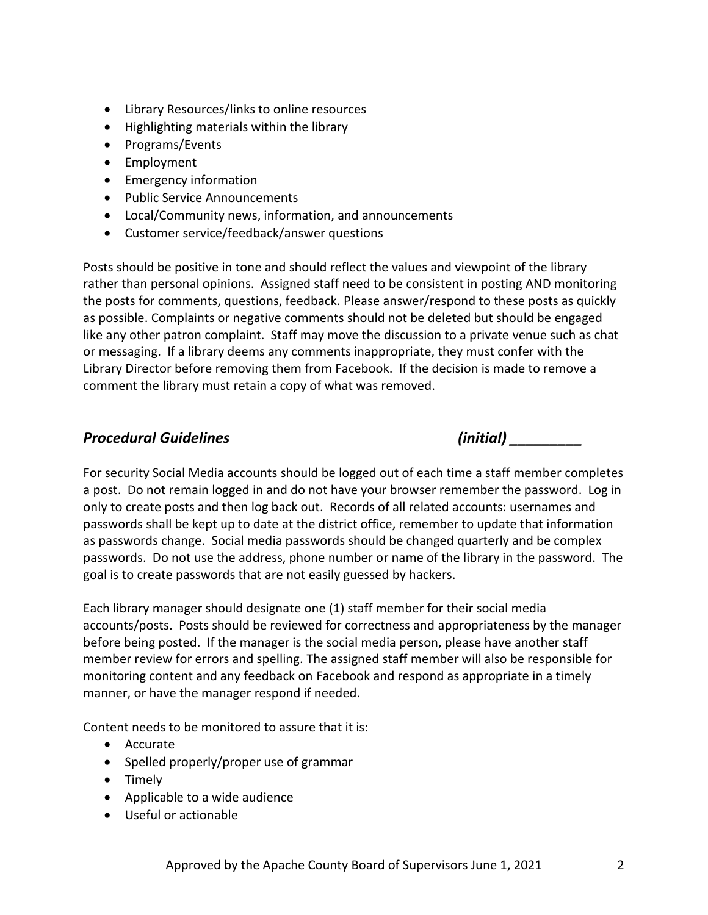- Library Resources/links to online resources
- Highlighting materials within the library
- Programs/Events
- Employment
- Emergency information
- Public Service Announcements
- Local/Community news, information, and announcements
- Customer service/feedback/answer questions

Posts should be positive in tone and should reflect the values and viewpoint of the library rather than personal opinions. Assigned staff need to be consistent in posting AND monitoring the posts for comments, questions, feedback. Please answer/respond to these posts as quickly as possible. Complaints or negative comments should not be deleted but should be engaged like any other patron complaint. Staff may move the discussion to a private venue such as chat or messaging. If a library deems any comments inappropriate, they must confer with the Library Director before removing them from Facebook. If the decision is made to remove a comment the library must retain a copy of what was removed.

### ***Procedural Guidelines*** *(initial) _________*

For security Social Media accounts should be logged out of each time a staff member completes a post. Do not remain logged in and do not have your browser remember the password. Log in only to create posts and then log back out. Records of all related accounts: usernames and passwords shall be kept up to date at the district office, remember to update that information as passwords change. Social media passwords should be changed quarterly and be complex passwords. Do not use the address, phone number or name of the library in the password. The goal is to create passwords that are not easily guessed by hackers.

Each library manager should designate one (1) staff member for their social media accounts/posts. Posts should be reviewed for correctness and appropriateness by the manager before being posted. If the manager is the social media person, please have another staff member review for errors and spelling. The assigned staff member will also be responsible for monitoring content and any feedback on Facebook and respond as appropriate in a timely manner, or have the manager respond if needed.

Content needs to be monitored to assure that it is:

- Accurate
- Spelled properly/proper use of grammar
- Timely
- Applicable to a wide audience
- Useful or actionable

Approved by the Apache County Board of Supervisors June 1, 2021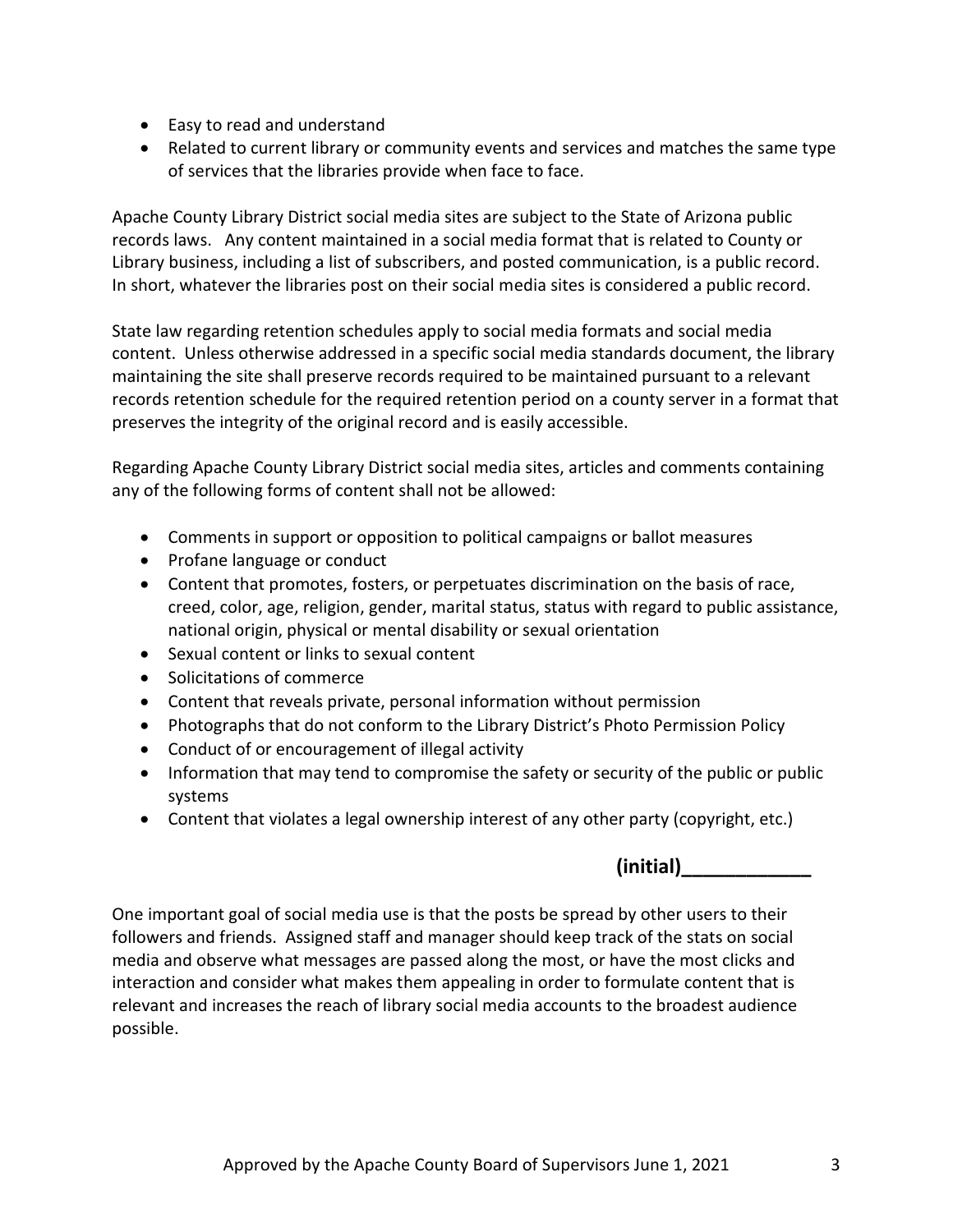- Easy to read and understand
- Related to current library or community events and services and matches the same type of services that the libraries provide when face to face.

Apache County Library District social media sites are subject to the State of Arizona public records laws. Any content maintained in a social media format that is related to County or Library business, including a list of subscribers, and posted communication, is a public record. In short, whatever the libraries post on their social media sites is considered a public record.

State law regarding retention schedules apply to social media formats and social media content. Unless otherwise addressed in a specific social media standards document, the library maintaining the site shall preserve records required to be maintained pursuant to a relevant records retention schedule for the required retention period on a county server in a format that preserves the integrity of the original record and is easily accessible.

Regarding Apache County Library District social media sites, articles and comments containing any of the following forms of content shall not be allowed:

- Comments in support or opposition to political campaigns or ballot measures
- Profane language or conduct
- Content that promotes, fosters, or perpetuates discrimination on the basis of race, creed, color, age, religion, gender, marital status, status with regard to public assistance, national origin, physical or mental disability or sexual orientation
- Sexual content or links to sexual content
- Solicitations of commerce
- Content that reveals private, personal information without permission
- Photographs that do not conform to the Library District's Photo Permission Policy
- Conduct of or encouragement of illegal activity
- Information that may tend to compromise the safety or security of the public or public systems
- Content that violates a legal ownership interest of any other party (copyright, etc.)

**(initial)____________**

One important goal of social media use is that the posts be spread by other users to their followers and friends. Assigned staff and manager should keep track of the stats on social media and observe what messages are passed along the most, or have the most clicks and interaction and consider what makes them appealing in order to formulate content that is relevant and increases the reach of library social media accounts to the broadest audience possible.

Approved by the Apache County Board of Supervisors June 1, 2021